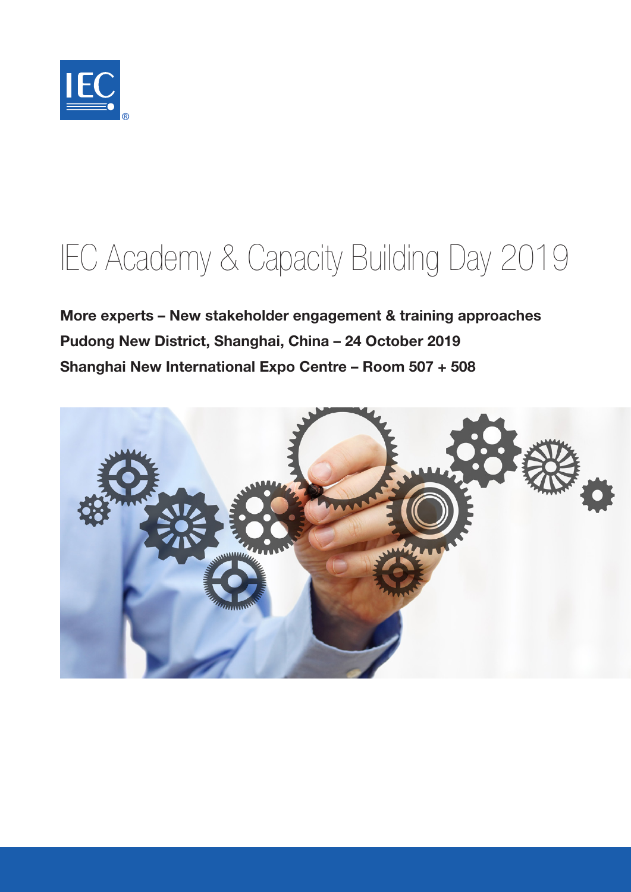# IEC Academy & Capacity Building Day 2019

**More experts – New stakeholder engagement & training approaches**

**Pudong New District, Shanghai, China – 24 October 2019**

**Shanghai New International Expo Centre – Room 507 + 508**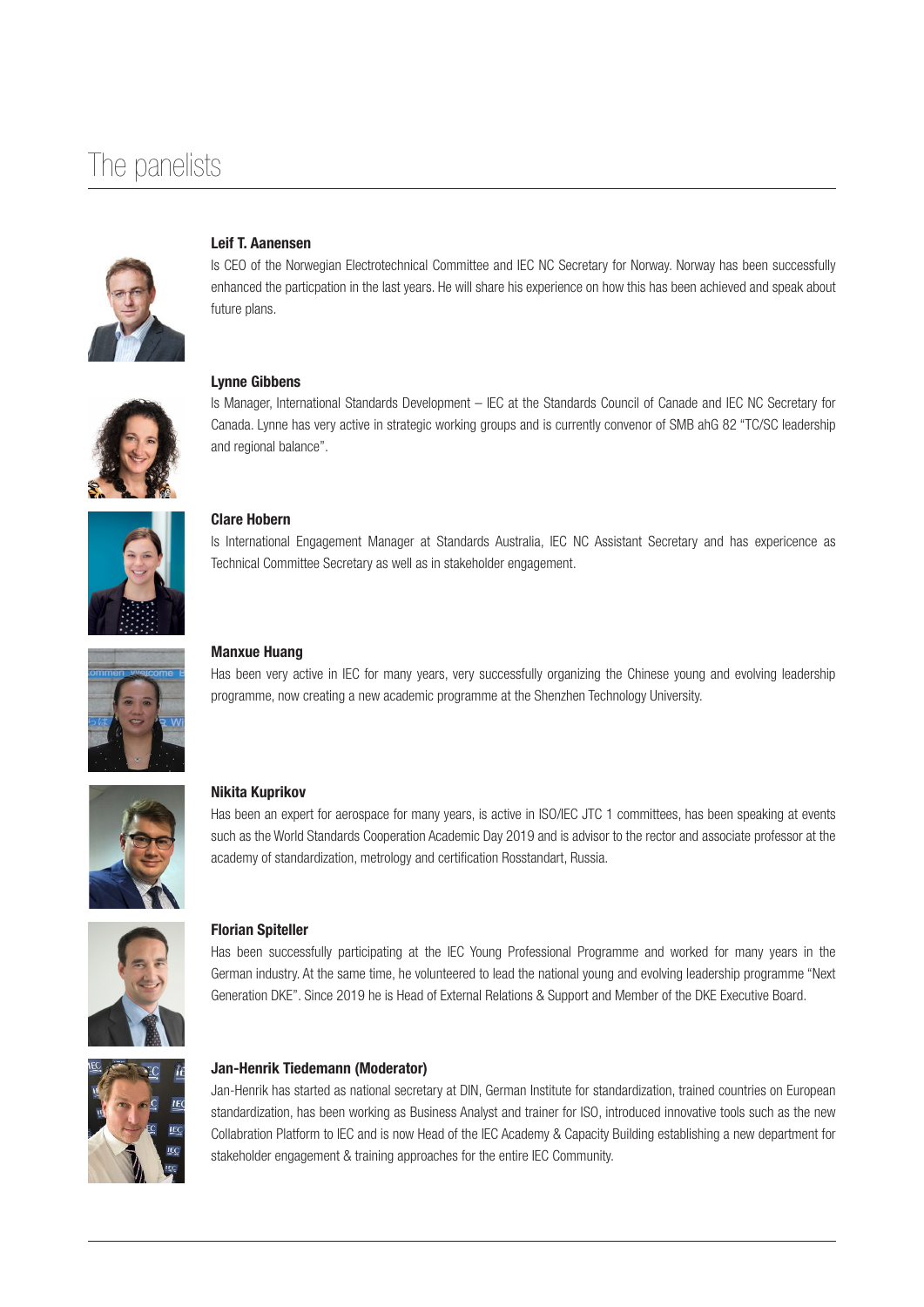# The panelists

### Leif T. Aanensen

Is CEO of the Norwegian Electrotechnical Committee and IEC NC Secretary for Norway. Norway has been successfully enhanced the particpation in the last years. He will share his experience on how this has been achieved and speak about future plans.

### Lynne Gibbens

Is Manager, International Standards Development – IEC at the Standards Council of Canade and IEC NC Secretary for Canada. Lynne has very active in strategic working groups and is currently convenor of SMB ahG 82 "TC/SC leadership and regional balance".

### Clare Hobern

Is International Engagement Manager at Standards Australia, IEC NC Assistant Secretary and has experience as Technical Committee Secretary as well as in stakeholder engagement.

### Manxue Huang

Has been very active in IEC for many years, very successfully organizing the Chinese young and evolving leadership programme, now creating a new academic programme at the Shenzhen Technology University.

### Nikita Kuprikov

Has been an expert for aerospace for many years, is active in ISO/IEC JTC 1 committees, has been speaking at events such as the World Standards Cooperation Academic Day 2019 and is advisor to the rector and associate professor at the academy of standardization, metrology and certification Rosstandart, Russia.

### Florian Spiteller

Has been successfully participating at the IEC Young Professional Programme and worked for many years in the German industry. At the same time, he volunteered to lead the national young and evolving leadership programme "Next Generation DKE". Since 2019 he is Head of External Relations & Support and Member of the DKE Executive Board.

### Jan-Henrik Tiedemann (Moderator)

Jan-Henrik has started as national secretary at DIN, German Institute for standardization, trained countries on European standardization, has been working as Business Analyst and trainer for ISO, introduced innovative tools such as the new Collabration Platform to IEC and is now Head of the IEC Academy & Capacity Building establishing a new department for stakeholder engagement & training approaches for the entire IEC Community.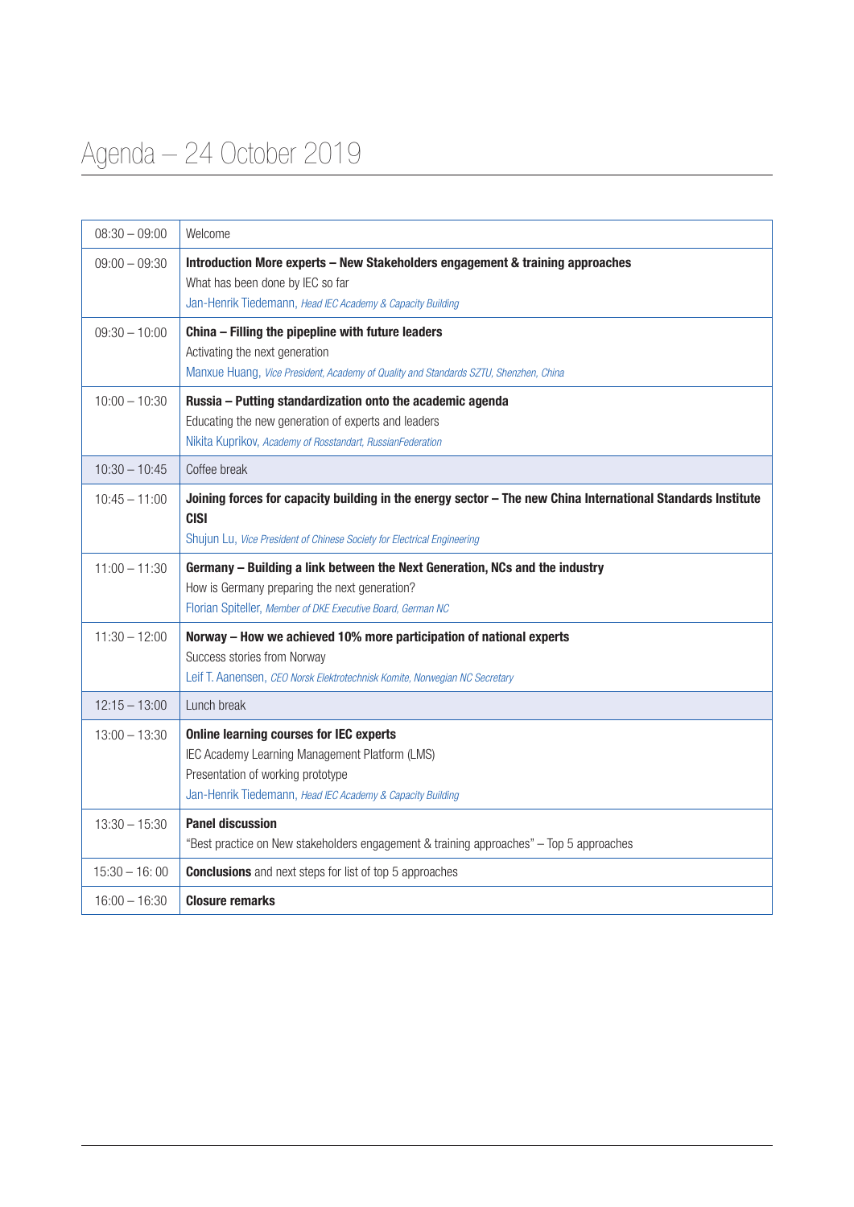# Agenda – 24 October 2019

| | |
|---|---|
| 08:30 – 09:00 | Welcome |
| 09:00 – 09:30 | **Introduction More experts – New Stakeholders engagement & training approaches**<br>What has been done by IEC so far<br>Jan-Henrik Tiedemann, *Head IEC Academy & Capacity Building* |
| 09:30 – 10:00 | **China – Filling the pipeline with future leaders**<br>Activating the next generation<br>Manxue Huang, *Vice President, Academy of Quality and Standards SZTU, Shenzhen, China* |
| 10:00 – 10:30 | **Russia – Putting standardization onto the academic agenda**<br>Educating the new generation of experts and leaders<br>Nikita Kuprikov, *Academy of Rosstandart, RussianFederation* |
| 10:30 – 10:45 | Coffee break |
| 10:45 – 11:00 | **Joining forces for capacity building in the energy sector – The new China International Standards Institute CISI**<br>Shujun Lu, *Vice President of Chinese Society for Electrical Engineering* |
| 11:00 – 11:30 | **Germany – Building a link between the Next Generation, NCs and the industry**<br>How is Germany preparing the next generation?<br>Florian Spiteller, *Member of DKE Executive Board, German NC* |
| 11:30 – 12:00 | **Norway – How we achieved 10% more participation of national experts**<br>Success stories from Norway<br>Leif T. Aanensen, *CEO Norsk Elektrotechnisk Komite, Norwegian NC Secretary* |
| 12:15 – 13:00 | Lunch break |
| 13:00 – 13:30 | **Online learning courses for IEC experts**<br>IEC Academy Learning Management Platform (LMS)<br>Presentation of working prototype<br>Jan-Henrik Tiedemann, *Head IEC Academy & Capacity Building* |
| 13:30 – 15:30 | **Panel discussion**<br>"Best practice on New stakeholders engagement & training approaches" – Top 5 approaches |
| 15:30 – 16: 00 | **Conclusions** and next steps for list of top 5 approaches |
| 16:00 – 16:30 | **Closure remarks** |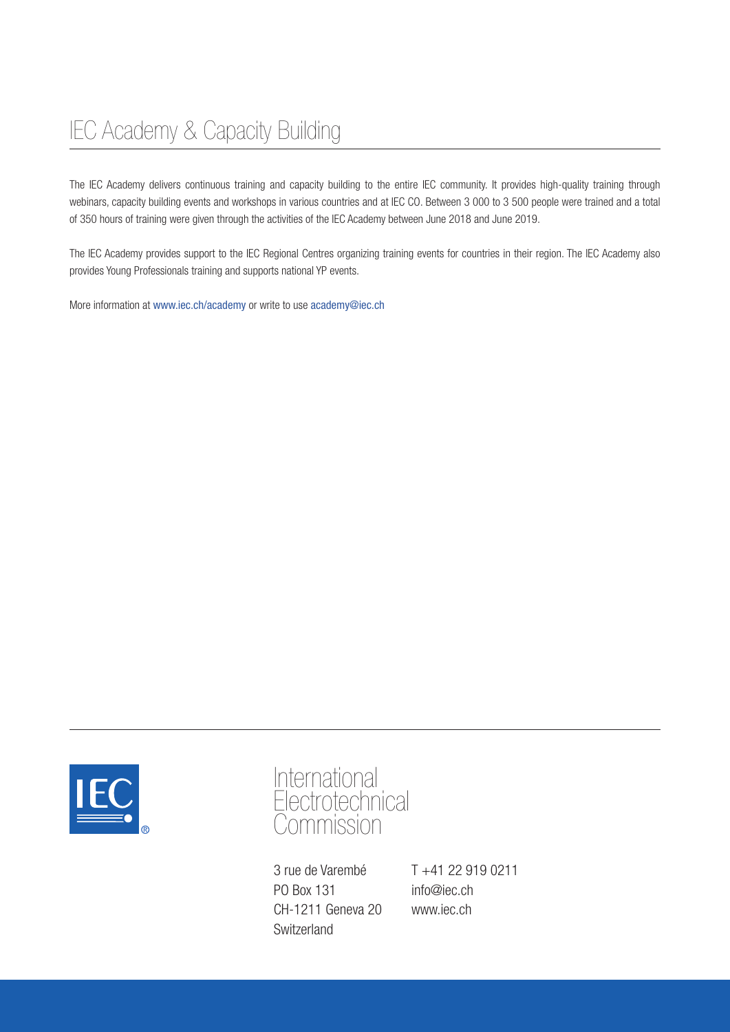# IEC Academy & Capacity Building

The IEC Academy delivers continuous training and capacity building to the entire IEC community. It provides high-quality training through webinars, capacity building events and workshops in various countries and at IEC CO. Between 3 000 to 3 500 people were trained and a total of 350 hours of training were given through the activities of the IEC Academy between June 2018 and June 2019.

The IEC Academy provides support to the IEC Regional Centres organizing training events for countries in their region. The IEC Academy also provides Young Professionals training and supports national YP events.

More information at www.iec.ch/academy or write to use academy@iec.ch

International Electrotechnical Commission

3 rue de Varembé
PO Box 131
CH-1211 Geneva 20
Switzerland

T +41 22 919 0211
info@iec.ch
www.iec.ch